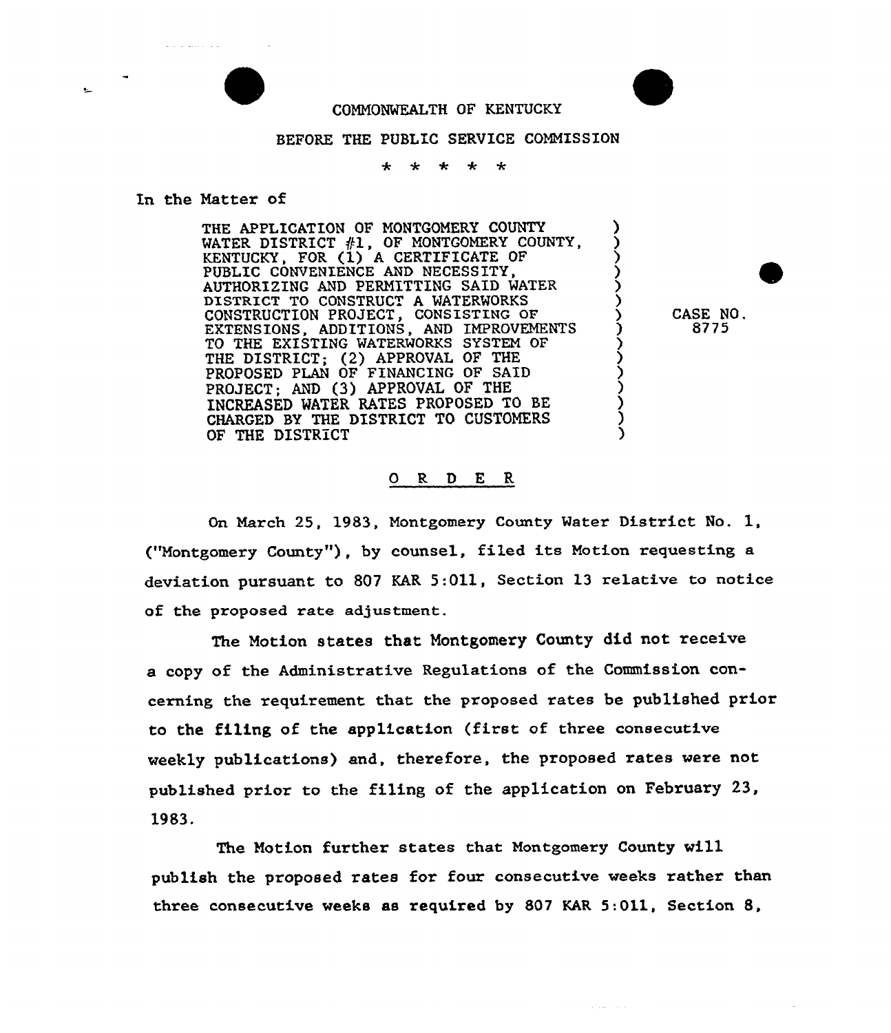COMMONWEALTH OF KENTUCKY

BEFORE THE PUBLIC SERVICE COMMISSION

\* \* \* \* \*

In the Matter of

| | |
|---|---|
| THE APPLICATION OF MONTGOMERY COUNTY WATER DISTRICT #1, OF MONTGOMERY COUNTY, KENTUCKY, FOR (1) A CERTIFICATE OF PUBLIC CONVENIENCE AND NECESSITY, AUTHORIZING AND PERMITTING SAID WATER DISTRICT TO CONSTRUCT A WATERWORKS CONSTRUCTION PROJECT, CONSISTING OF EXTENSIONS, ADDITIONS, AND IMPROVEMENTS TO THE EXISTING WATERWORKS SYSTEM OF THE DISTRICT; (2) APPROVAL OF THE PROPOSED PLAN OF FINANCING OF SAID PROJECT; AND (3) APPROVAL OF THE INCREASED WATER RATES PROPOSED TO BE CHARGED BY THE DISTRICT TO CUSTOMERS OF THE DISTRICT | CASE NO. 8775 |

## O R D E R

On March 25, 1983, Montgomery County Water District No. 1, ("Montgomery County"), by counsel, filed its Motion requesting a deviation pursuant to 807 KAR 5:011, Section 13 relative to notice of the proposed rate adjustment.

The Motion states that Montgomery County did not receive a copy of the Administrative Regulations of the Commission concerning the requirement that the proposed rates be published prior to the filing of the application (first of three consecutive weekly publications) and, therefore, the proposed rates were not published prior to the filing of the application on February 23, 1983.

The Motion further states that Montgomery County will publish the proposed rates for four consecutive weeks rather than three consecutive weeks as required by 807 KAR 5:011, Section 8,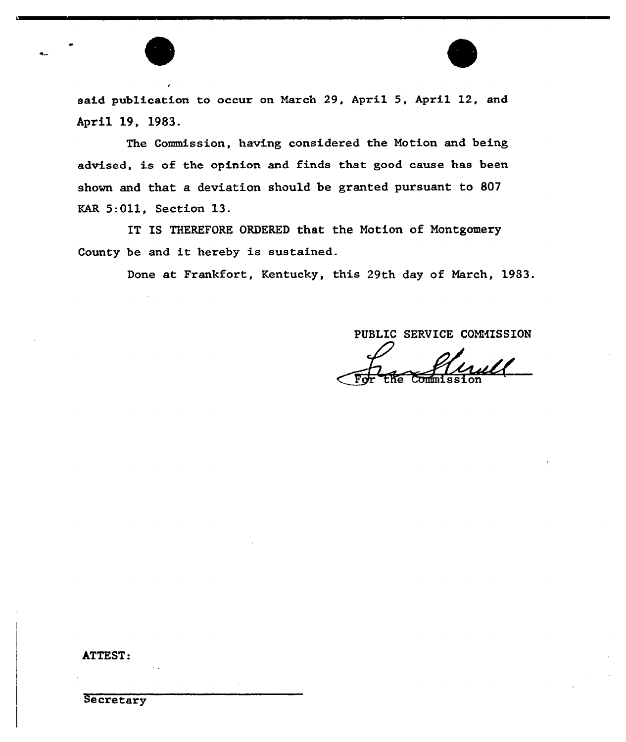said publication to occur on March 29, April 5, April 12, and April 19, 1983.

The Commission, having considered the Motion and being advised, is of the opinion and finds that good cause has been shown and that a deviation should be granted pursuant to 807 KAR 5:011, Section 13.

IT IS THEREFORE ORDERED that the Motion of Montgomery County be and it hereby is sustained.

Done at Frankfort, Kentucky, this 29th day of March, 1983.

PUBLIC SERVICE COMMISSION

For the Commission

ATTEST:

Secretary